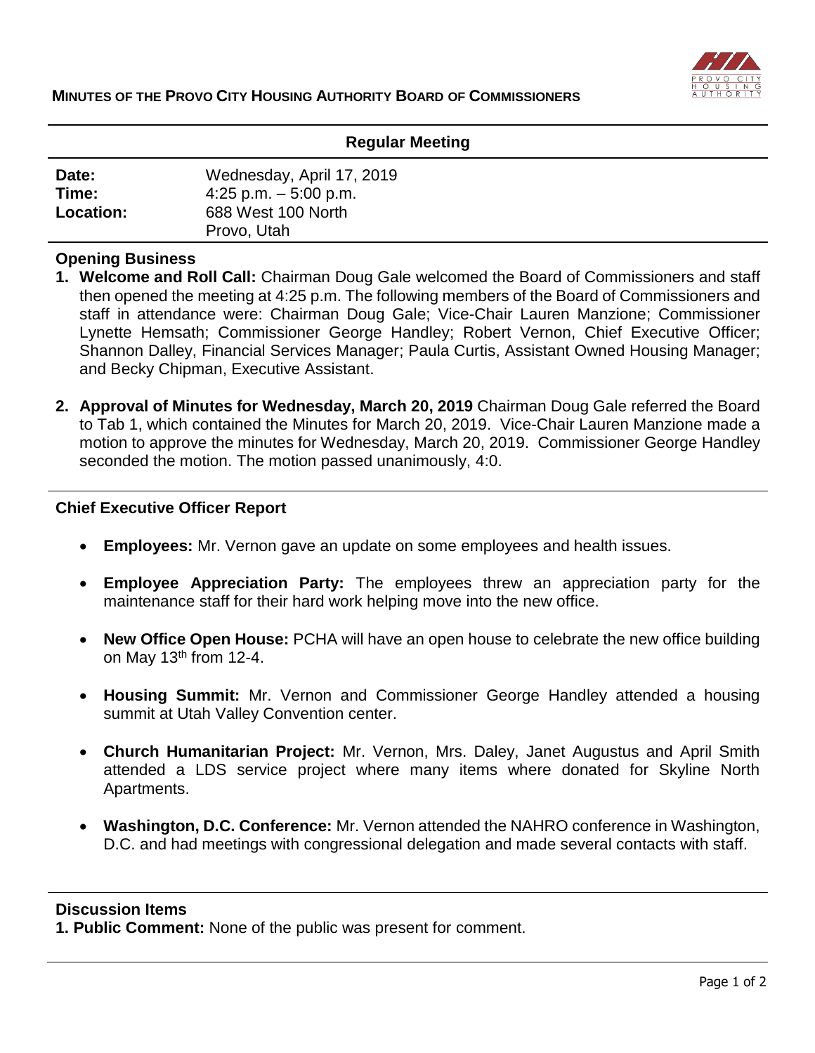# MINUTES OF THE PROVO CITY HOUSING AUTHORITY BOARD OF COMMISSIONERS

## Regular Meeting

| | |
|---|---|
| **Date:** | Wednesday, April 17, 2019 |
| **Time:** | 4:25 p.m. – 5:00 p.m. |
| **Location:** | 688 West 100 North<br>Provo, Utah |

### Opening Business

1. **Welcome and Roll Call:** Chairman Doug Gale welcomed the Board of Commissioners and staff then opened the meeting at 4:25 p.m. The following members of the Board of Commissioners and staff in attendance were: Chairman Doug Gale; Vice-Chair Lauren Manzione; Commissioner Lynette Hemsath; Commissioner George Handley; Robert Vernon, Chief Executive Officer; Shannon Dalley, Financial Services Manager; Paula Curtis, Assistant Owned Housing Manager; and Becky Chipman, Executive Assistant.

2. **Approval of Minutes for Wednesday, March 20, 2019** Chairman Doug Gale referred the Board to Tab 1, which contained the Minutes for March 20, 2019. Vice-Chair Lauren Manzione made a motion to approve the minutes for Wednesday, March 20, 2019. Commissioner George Handley seconded the motion. The motion passed unanimously, 4:0.

### Chief Executive Officer Report

- **Employees:** Mr. Vernon gave an update on some employees and health issues.
- **Employee Appreciation Party:** The employees threw an appreciation party for the maintenance staff for their hard work helping move into the new office.
- **New Office Open House:** PCHA will have an open house to celebrate the new office building on May 13th from 12-4.
- **Housing Summit:** Mr. Vernon and Commissioner George Handley attended a housing summit at Utah Valley Convention center.
- **Church Humanitarian Project:** Mr. Vernon, Mrs. Daley, Janet Augustus and April Smith attended a LDS service project where many items where donated for Skyline North Apartments.
- **Washington, D.C. Conference:** Mr. Vernon attended the NAHRO conference in Washington, D.C. and had meetings with congressional delegation and made several contacts with staff.

### Discussion Items

1. **Public Comment:** None of the public was present for comment.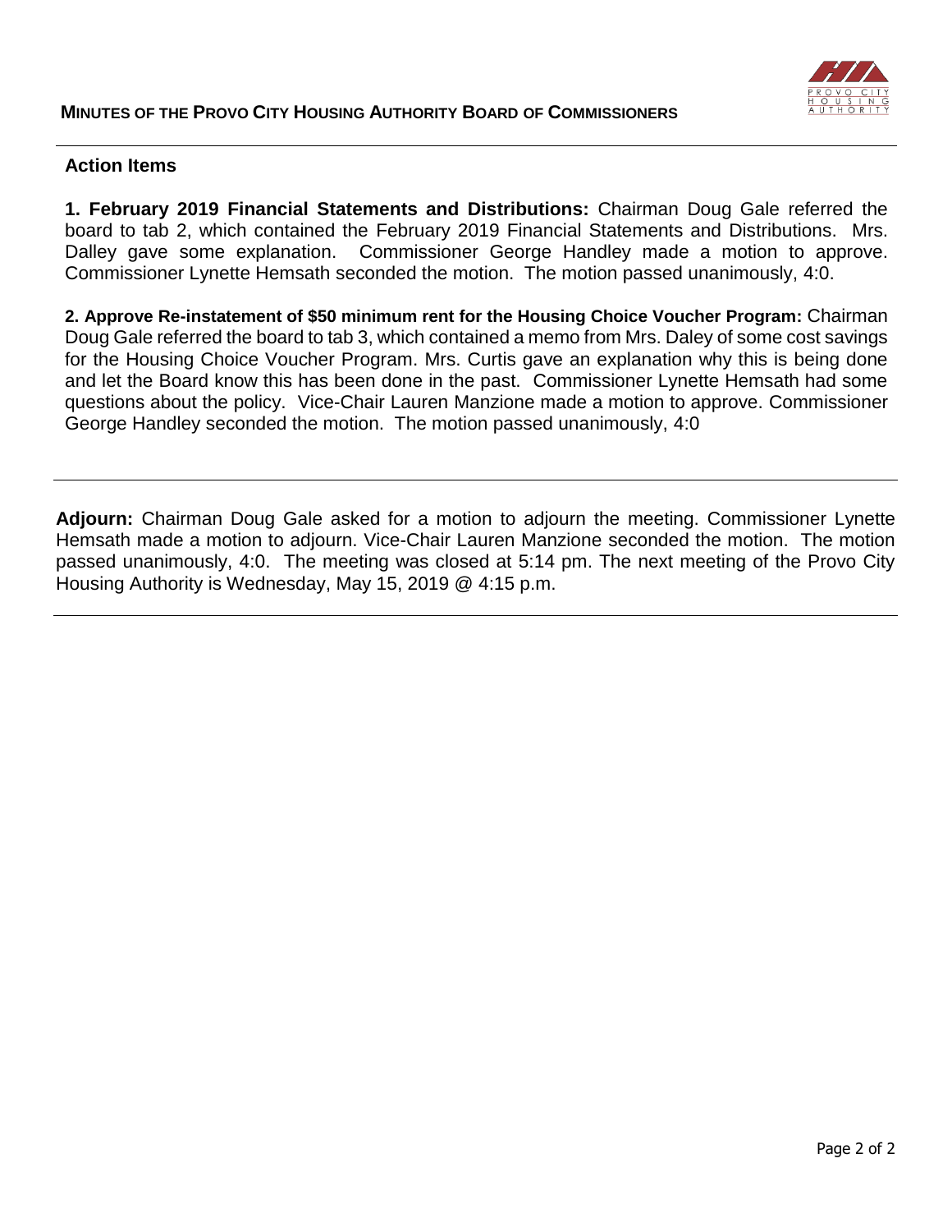## Action Items

**1. February 2019 Financial Statements and Distributions:** Chairman Doug Gale referred the board to tab 2, which contained the February 2019 Financial Statements and Distributions. Mrs. Dalley gave some explanation. Commissioner George Handley made a motion to approve. Commissioner Lynette Hemsath seconded the motion. The motion passed unanimously, 4:0.

**2. Approve Re-instatement of $50 minimum rent for the Housing Choice Voucher Program:** Chairman Doug Gale referred the board to tab 3, which contained a memo from Mrs. Daley of some cost savings for the Housing Choice Voucher Program. Mrs. Curtis gave an explanation why this is being done and let the Board know this has been done in the past. Commissioner Lynette Hemsath had some questions about the policy. Vice-Chair Lauren Manzione made a motion to approve. Commissioner George Handley seconded the motion. The motion passed unanimously, 4:0

---

**Adjourn:** Chairman Doug Gale asked for a motion to adjourn the meeting. Commissioner Lynette Hemsath made a motion to adjourn. Vice-Chair Lauren Manzione seconded the motion. The motion passed unanimously, 4:0. The meeting was closed at 5:14 pm. The next meeting of the Provo City Housing Authority is Wednesday, May 15, 2019 @ 4:15 p.m.